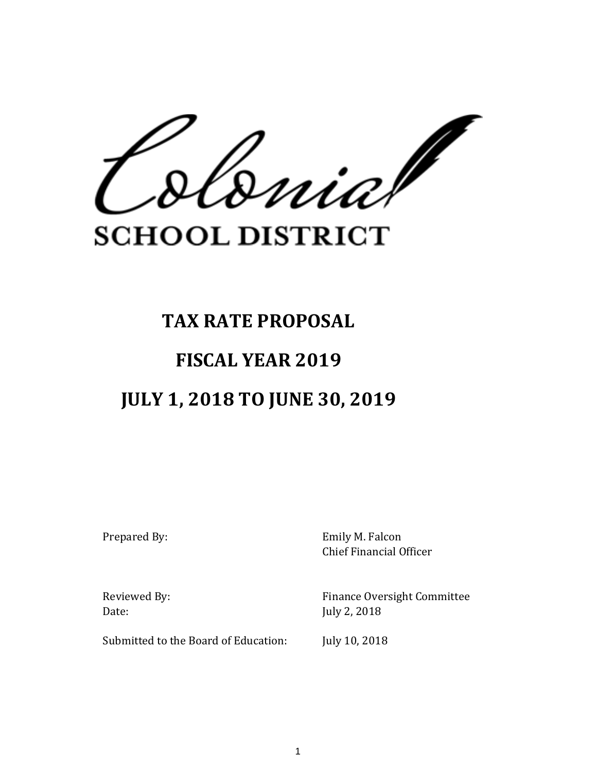Colonial

SCHOOL DISTRICT

# TAX RATE PROPOSAL

# FISCAL YEAR 2019

# JULY 1, 2018 TO JUNE 30, 2019

| | |
|---|---|
| Prepared By: | Emily M. Falcon<br>Chief Financial Officer |
| Reviewed By: | Finance Oversight Committee |
| Date: | July 2, 2018 |
| Submitted to the Board of Education: | July 10, 2018 |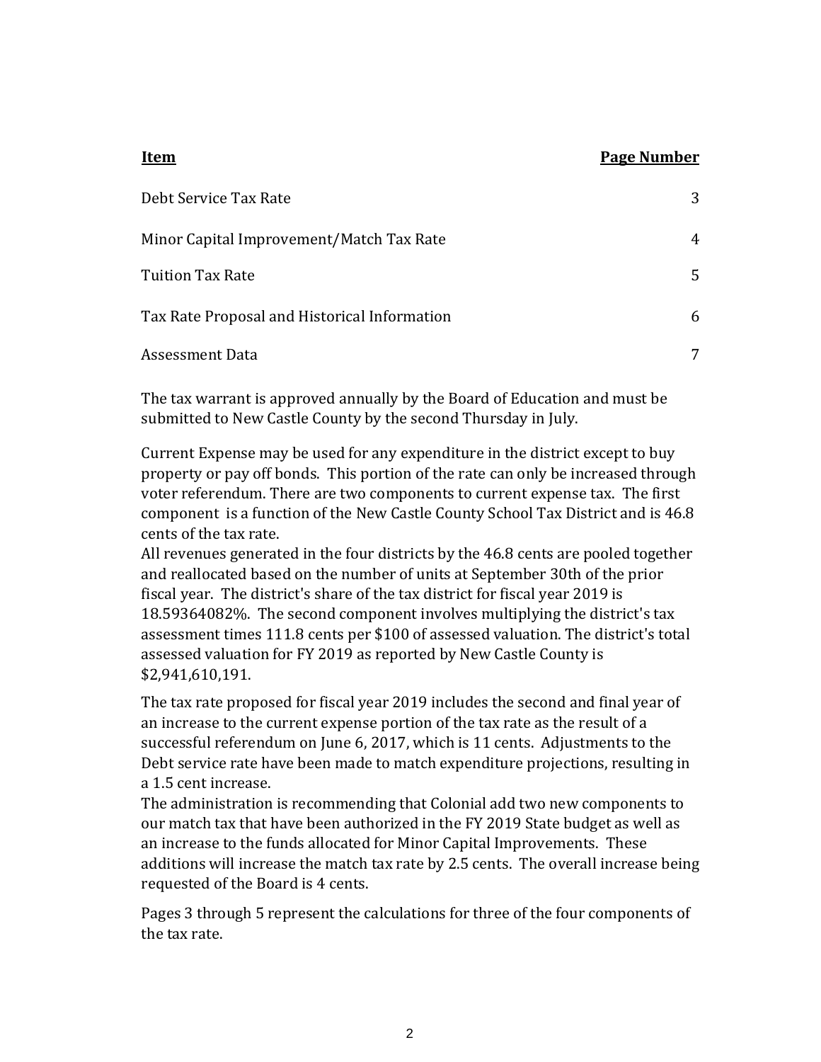| **Item** | **Page Number** |
|---|---|
| Debt Service Tax Rate | 3 |
| Minor Capital Improvement/Match Tax Rate | 4 |
| Tuition Tax Rate | 5 |
| Tax Rate Proposal and Historical Information | 6 |
| Assessment Data | 7 |

The tax warrant is approved annually by the Board of Education and must be submitted to New Castle County by the second Thursday in July.

Current Expense may be used for any expenditure in the district except to buy property or pay off bonds. This portion of the rate can only be increased through voter referendum. There are two components to current expense tax. The first component is a function of the New Castle County School Tax District and is 46.8 cents of the tax rate.

All revenues generated in the four districts by the 46.8 cents are pooled together and reallocated based on the number of units at September 30th of the prior fiscal year. The district's share of the tax district for fiscal year 2019 is 18.59364082%. The second component involves multiplying the district's tax assessment times 111.8 cents per $100 of assessed valuation. The district's total assessed valuation for FY 2019 as reported by New Castle County is $2,941,610,191.

The tax rate proposed for fiscal year 2019 includes the second and final year of an increase to the current expense portion of the tax rate as the result of a successful referendum on June 6, 2017, which is 11 cents. Adjustments to the Debt service rate have been made to match expenditure projections, resulting in a 1.5 cent increase.

The administration is recommending that Colonial add two new components to our match tax that have been authorized in the FY 2019 State budget as well as an increase to the funds allocated for Minor Capital Improvements. These additions will increase the match tax rate by 2.5 cents. The overall increase being requested of the Board is 4 cents.

Pages 3 through 5 represent the calculations for three of the four components of the tax rate.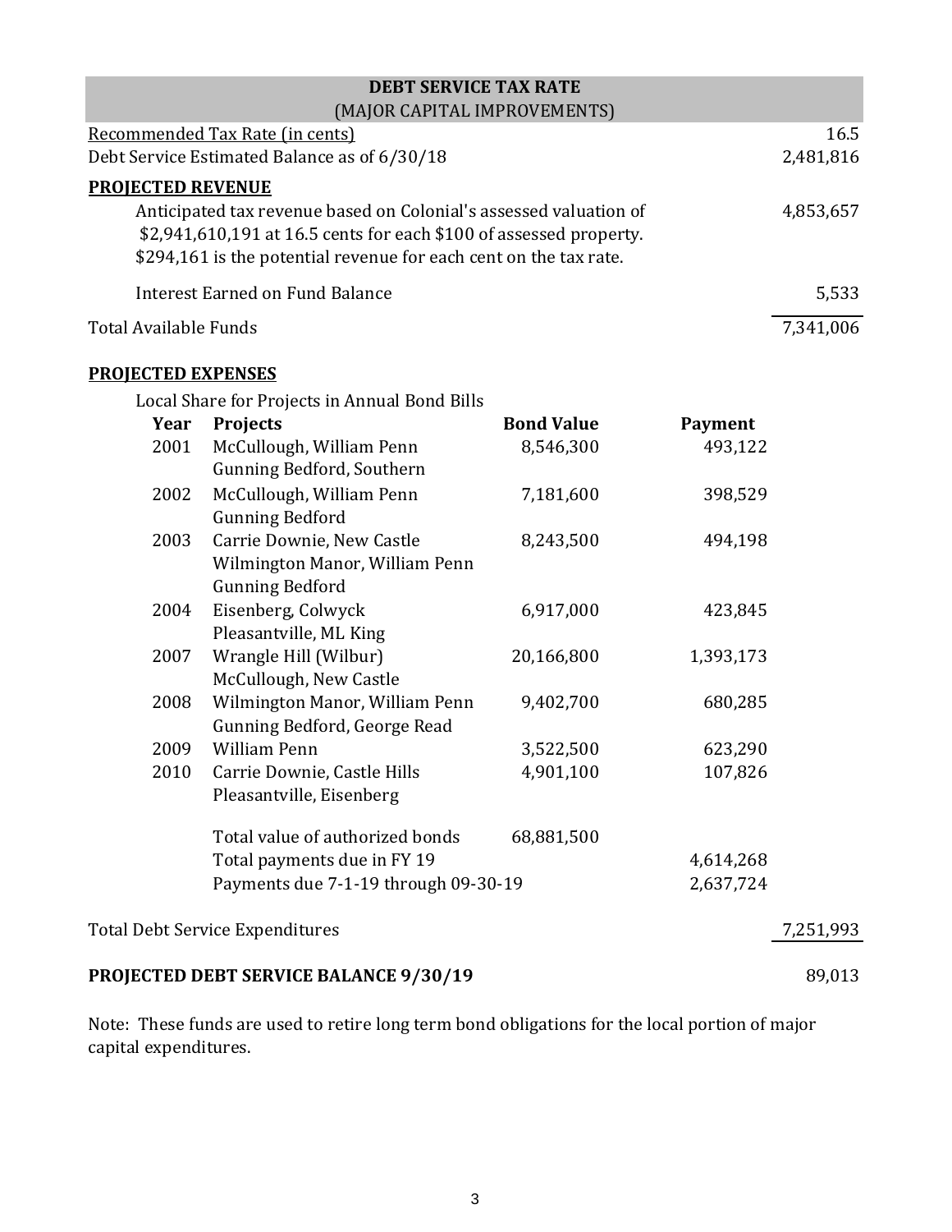## DEBT SERVICE TAX RATE
### (MAJOR CAPITAL IMPROVEMENTS)

| | |
|---|---:|
| Recommended Tax Rate (in cents) | 16.5 |
| Debt Service Estimated Balance as of 6/30/18 | 2,481,816 |

**PROJECTED REVENUE**

| | |
|---|---:|
| Anticipated tax revenue based on Colonial's assessed valuation of $2,941,610,191 at 16.5 cents for each $100 of assessed property. $294,161 is the potential revenue for each cent on the tax rate. | 4,853,657 |
| Interest Earned on Fund Balance | 5,533 |
| Total Available Funds | 7,341,006 |

**PROJECTED EXPENSES**

Local Share for Projects in Annual Bond Bills

| Year | Projects | Bond Value | Payment | |
|---|---|---:|---:|---:|
| 2001 | McCullough, William Penn<br>Gunning Bedford, Southern | 8,546,300 | 493,122 | |
| 2002 | McCullough, William Penn<br>Gunning Bedford | 7,181,600 | 398,529 | |
| 2003 | Carrie Downie, New Castle<br>Wilmington Manor, William Penn<br>Gunning Bedford | 8,243,500 | 494,198 | |
| 2004 | Eisenberg, Colwyck<br>Pleasantville, ML King | 6,917,000 | 423,845 | |
| 2007 | Wrangle Hill (Wilbur)<br>McCullough, New Castle | 20,166,800 | 1,393,173 | |
| 2008 | Wilmington Manor, William Penn<br>Gunning Bedford, George Read | 9,402,700 | 680,285 | |
| 2009 | William Penn | 3,522,500 | 623,290 | |
| 2010 | Carrie Downie, Castle Hills<br>Pleasantville, Eisenberg | 4,901,100 | 107,826 | |
| | Total value of authorized bonds | 68,881,500 | | |
| | Total payments due in FY 19 | | 4,614,268 | |
| | Payments due 7-1-19 through 09-30-19 | | 2,637,724 | |
| **Total Debt Service Expenditures** | | | | 7,251,993 |
| **PROJECTED DEBT SERVICE BALANCE 9/30/19** | | | | 89,013 |

Note: These funds are used to retire long term bond obligations for the local portion of major capital expenditures.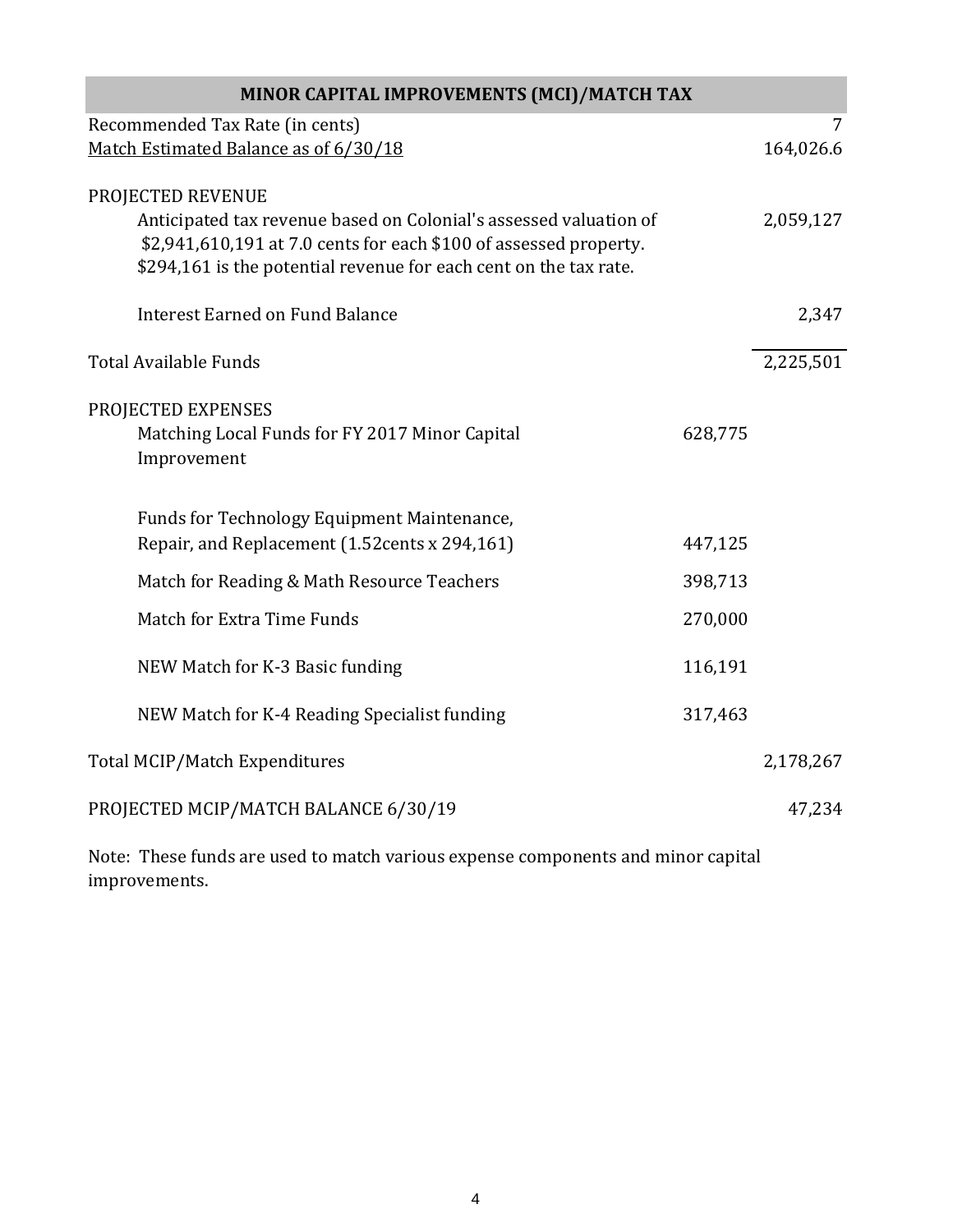| MINOR CAPITAL IMPROVEMENTS (MCI)/MATCH TAX | | |
|---|---|---|
| Recommended Tax Rate (in cents) | | 7 |
| Match Estimated Balance as of 6/30/18 | | 164,026.6 |
| PROJECTED REVENUE | | |
| Anticipated tax revenue based on Colonial's assessed valuation of $2,941,610,191 at 7.0 cents for each $100 of assessed property. $294,161 is the potential revenue for each cent on the tax rate. | | 2,059,127 |
| Interest Earned on Fund Balance | | 2,347 |
| Total Available Funds | | 2,225,501 |
| PROJECTED EXPENSES | | |
| Matching Local Funds for FY 2017 Minor Capital Improvement | 628,775 | |
| Funds for Technology Equipment Maintenance, Repair, and Replacement (1.52cents x 294,161) | 447,125 | |
| Match for Reading & Math Resource Teachers | 398,713 | |
| Match for Extra Time Funds | 270,000 | |
| NEW Match for K-3 Basic funding | 116,191 | |
| NEW Match for K-4 Reading Specialist funding | 317,463 | |
| Total MCIP/Match Expenditures | | 2,178,267 |
| PROJECTED MCIP/MATCH BALANCE 6/30/19 | | 47,234 |

Note: These funds are used to match various expense components and minor capital improvements.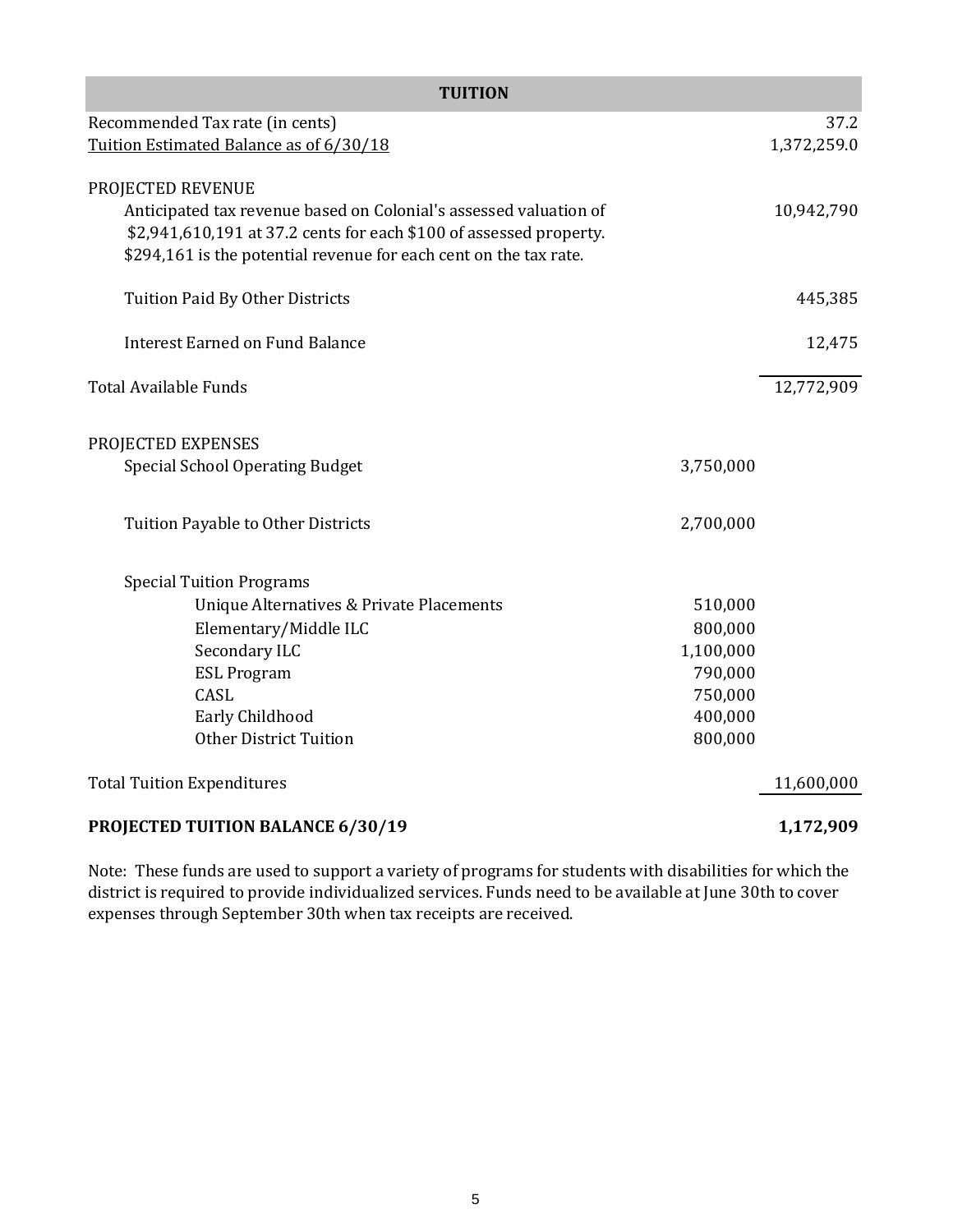| TUITION | | |
|---|---|---|
| Recommended Tax rate (in cents) | | 37.2 |
| Tuition Estimated Balance as of 6/30/18 | | 1,372,259.0 |
| | | |
| PROJECTED REVENUE | | |
| Anticipated tax revenue based on Colonial's assessed valuation of $2,941,610,191 at 37.2 cents for each $100 of assessed property. $294,161 is the potential revenue for each cent on the tax rate. | | 10,942,790 |
| Tuition Paid By Other Districts | | 445,385 |
| Interest Earned on Fund Balance | | 12,475 |
| Total Available Funds | | 12,772,909 |
| | | |
| PROJECTED EXPENSES | | |
| Special School Operating Budget | 3,750,000 | |
| Tuition Payable to Other Districts | 2,700,000 | |
| Special Tuition Programs | | |
| Unique Alternatives & Private Placements | 510,000 | |
| Elementary/Middle ILC | 800,000 | |
| Secondary ILC | 1,100,000 | |
| ESL Program | 790,000 | |
| CASL | 750,000 | |
| Early Childhood | 400,000 | |
| Other District Tuition | 800,000 | |
| Total Tuition Expenditures | | 11,600,000 |
| | | |
| **PROJECTED TUITION BALANCE 6/30/19** | | **1,172,909** |

Note: These funds are used to support a variety of programs for students with disabilities for which the district is required to provide individualized services. Funds need to be available at June 30th to cover expenses through September 30th when tax receipts are received.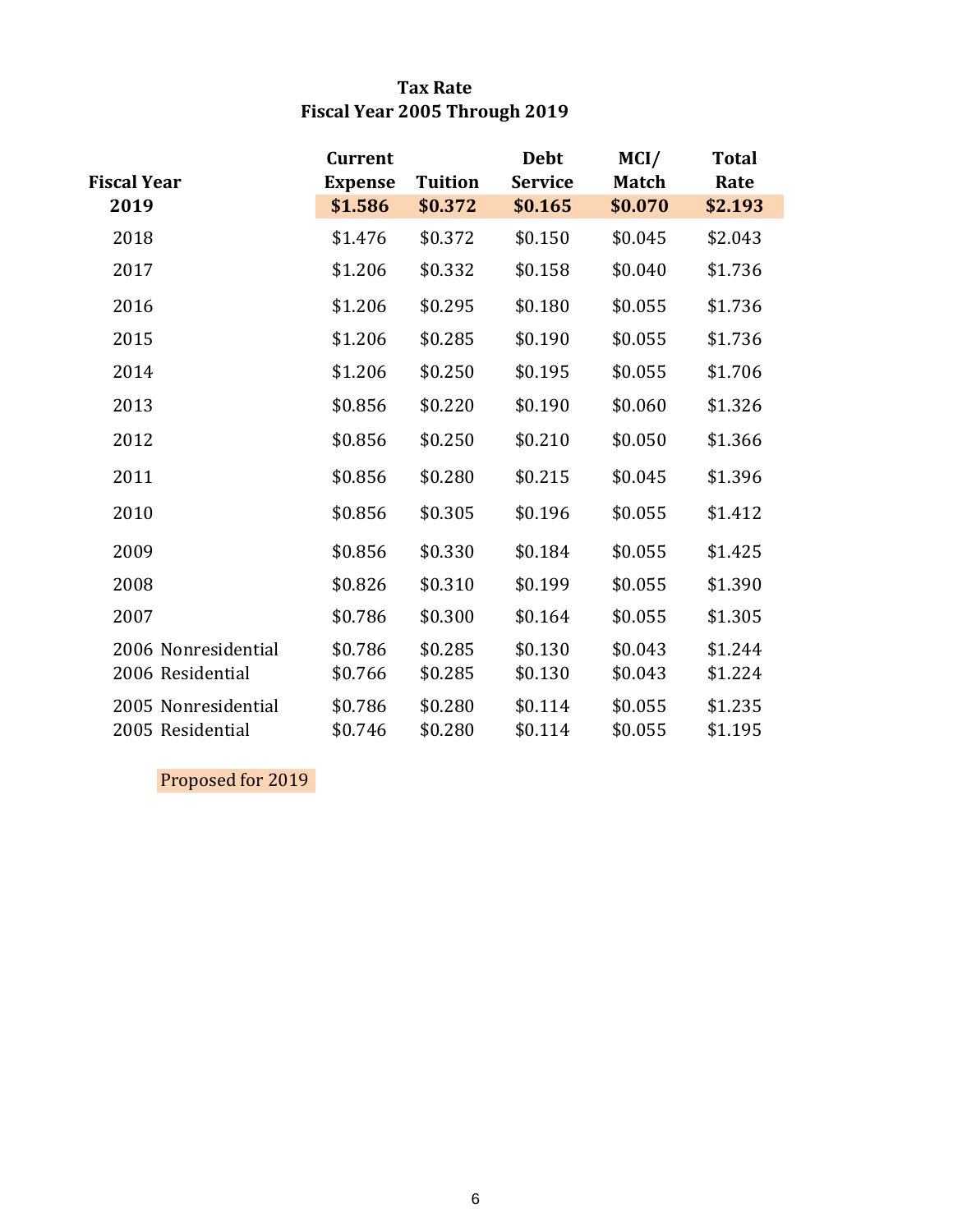# Tax Rate
## Fiscal Year 2005 Through 2019

| Fiscal Year | Current Expense | Tuition | Debt Service | MCI/ Match | Total Rate |
|---|---|---|---|---|---|
| **2019** | **$1.586** | **$0.372** | **$0.165** | **$0.070** | **$2.193** |
| 2018 | $1.476 | $0.372 | $0.150 | $0.045 | $2.043 |
| 2017 | $1.206 | $0.332 | $0.158 | $0.040 | $1.736 |
| 2016 | $1.206 | $0.295 | $0.180 | $0.055 | $1.736 |
| 2015 | $1.206 | $0.285 | $0.190 | $0.055 | $1.736 |
| 2014 | $1.206 | $0.250 | $0.195 | $0.055 | $1.706 |
| 2013 | $0.856 | $0.220 | $0.190 | $0.060 | $1.326 |
| 2012 | $0.856 | $0.250 | $0.210 | $0.050 | $1.366 |
| 2011 | $0.856 | $0.280 | $0.215 | $0.045 | $1.396 |
| 2010 | $0.856 | $0.305 | $0.196 | $0.055 | $1.412 |
| 2009 | $0.856 | $0.330 | $0.184 | $0.055 | $1.425 |
| 2008 | $0.826 | $0.310 | $0.199 | $0.055 | $1.390 |
| 2007 | $0.786 | $0.300 | $0.164 | $0.055 | $1.305 |
| 2006 Nonresidential | $0.786 | $0.285 | $0.130 | $0.043 | $1.244 |
| 2006 Residential | $0.766 | $0.285 | $0.130 | $0.043 | $1.224 |
| 2005 Nonresidential | $0.786 | $0.280 | $0.114 | $0.055 | $1.235 |
| 2005 Residential | $0.746 | $0.280 | $0.114 | $0.055 | $1.195 |

Proposed for 2019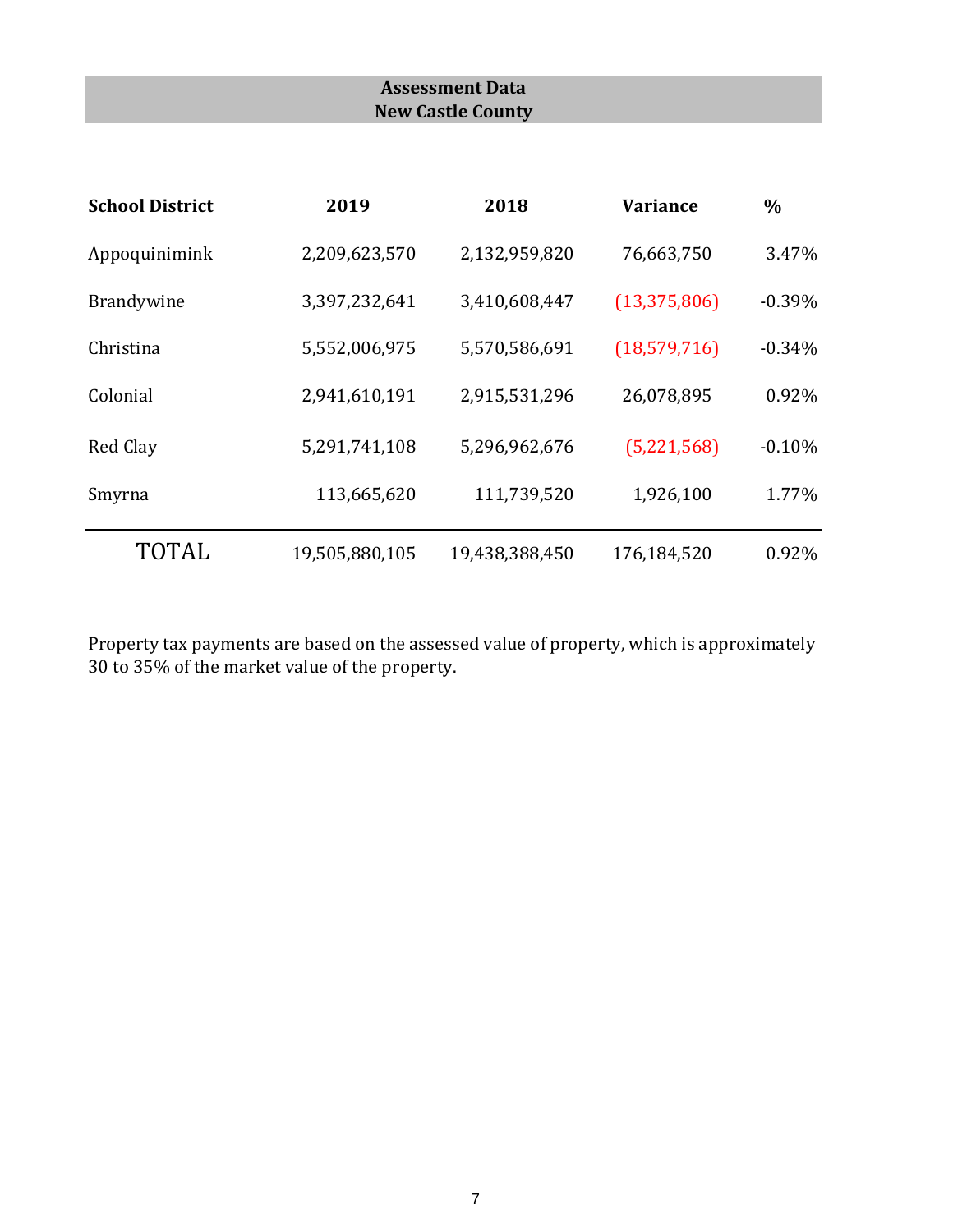## Assessment Data
## New Castle County

| School District | 2019 | 2018 | Variance | % |
|---|---|---|---|---|
| Appoquinimink | 2,209,623,570 | 2,132,959,820 | 76,663,750 | 3.47% |
| Brandywine | 3,397,232,641 | 3,410,608,447 | (13,375,806) | -0.39% |
| Christina | 5,552,006,975 | 5,570,586,691 | (18,579,716) | -0.34% |
| Colonial | 2,941,610,191 | 2,915,531,296 | 26,078,895 | 0.92% |
| Red Clay | 5,291,741,108 | 5,296,962,676 | (5,221,568) | -0.10% |
| Smyrna | 113,665,620 | 111,739,520 | 1,926,100 | 1.77% |
| TOTAL | 19,505,880,105 | 19,438,388,450 | 176,184,520 | 0.92% |

Property tax payments are based on the assessed value of property, which is approximately 30 to 35% of the market value of the property.